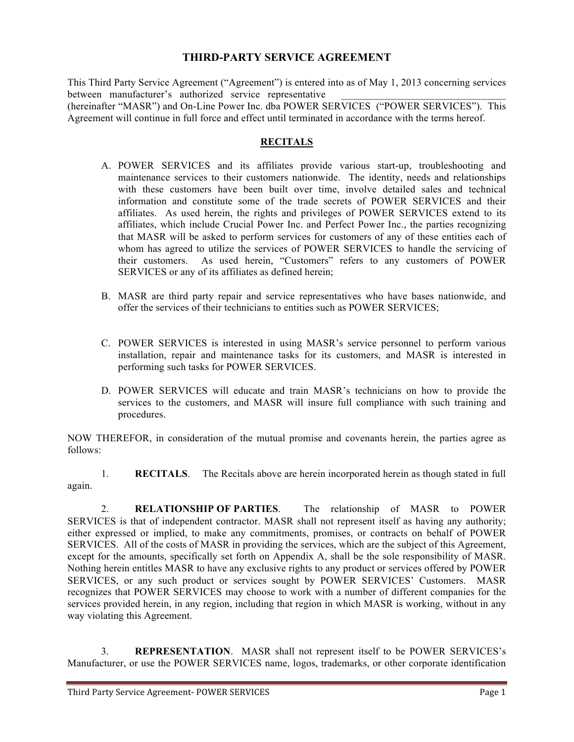# THIRD-PARTY SERVICE AGREEMENT

This Third Party Service Agreement ("Agreement") is entered into as of May 1, 2013 concerning services between manufacturer's authorized service representative ______________________________ (hereinafter "MASR") and On-Line Power Inc. dba POWER SERVICES ("POWER SERVICES"). This Agreement will continue in full force and effect until terminated in accordance with the terms hereof.

## RECITALS

A. POWER SERVICES and its affiliates provide various start-up, troubleshooting and maintenance services to their customers nationwide. The identity, needs and relationships with these customers have been built over time, involve detailed sales and technical information and constitute some of the trade secrets of POWER SERVICES and their affiliates. As used herein, the rights and privileges of POWER SERVICES extend to its affiliates, which include Crucial Power Inc. and Perfect Power Inc., the parties recognizing that MASR will be asked to perform services for customers of any of these entities each of whom has agreed to utilize the services of POWER SERVICES to handle the servicing of their customers. As used herein, "Customers" refers to any customers of POWER SERVICES or any of its affiliates as defined herein;

B. MASR are third party repair and service representatives who have bases nationwide, and offer the services of their technicians to entities such as POWER SERVICES;

C. POWER SERVICES is interested in using MASR's service personnel to perform various installation, repair and maintenance tasks for its customers, and MASR is interested in performing such tasks for POWER SERVICES.

D. POWER SERVICES will educate and train MASR's technicians on how to provide the services to the customers, and MASR will insure full compliance with such training and procedures.

NOW THEREFOR, in consideration of the mutual promise and covenants herein, the parties agree as follows:

1. **RECITALS**. The Recitals above are herein incorporated herein as though stated in full again.

2. **RELATIONSHIP OF PARTIES**. The relationship of MASR to POWER SERVICES is that of independent contractor. MASR shall not represent itself as having any authority; either expressed or implied, to make any commitments, promises, or contracts on behalf of POWER SERVICES. All of the costs of MASR in providing the services, which are the subject of this Agreement, except for the amounts, specifically set forth on Appendix A, shall be the sole responsibility of MASR. Nothing herein entitles MASR to have any exclusive rights to any product or services offered by POWER SERVICES, or any such product or services sought by POWER SERVICES' Customers. MASR recognizes that POWER SERVICES may choose to work with a number of different companies for the services provided herein, in any region, including that region in which MASR is working, without in any way violating this Agreement.

3. **REPRESENTATION**. MASR shall not represent itself to be POWER SERVICES's Manufacturer, or use the POWER SERVICES name, logos, trademarks, or other corporate identification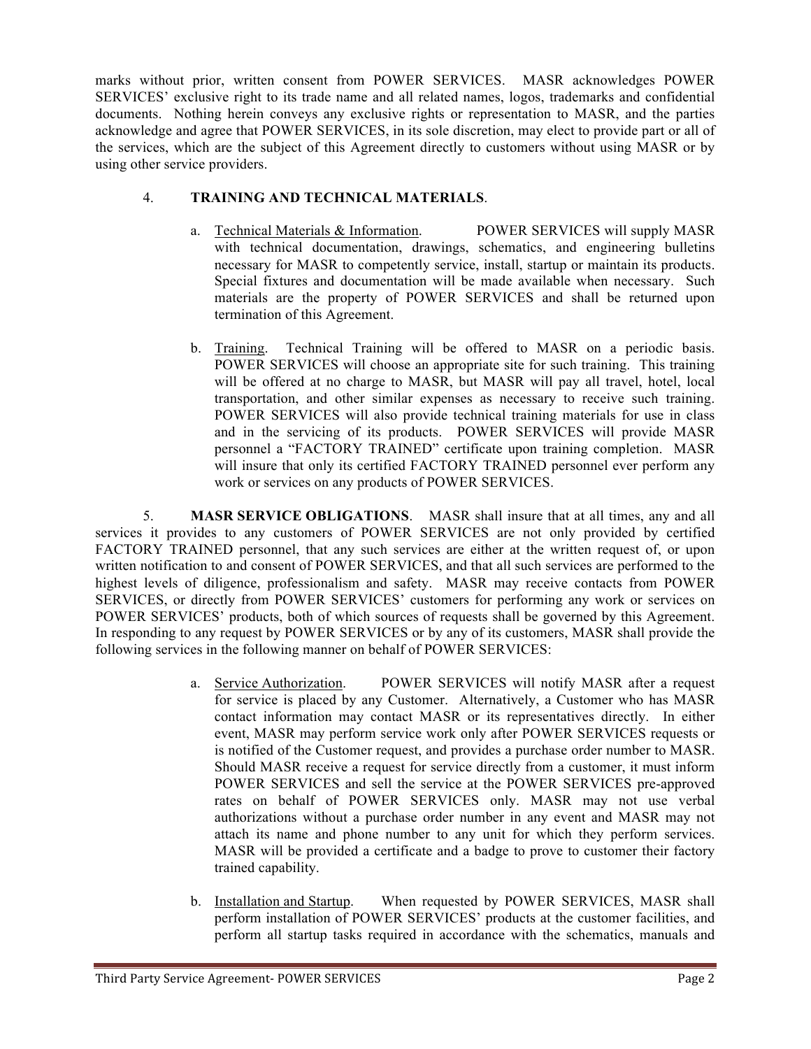marks without prior, written consent from POWER SERVICES. MASR acknowledges POWER SERVICES' exclusive right to its trade name and all related names, logos, trademarks and confidential documents. Nothing herein conveys any exclusive rights or representation to MASR, and the parties acknowledge and agree that POWER SERVICES, in its sole discretion, may elect to provide part or all of the services, which are the subject of this Agreement directly to customers without using MASR or by using other service providers.

4. **TRAINING AND TECHNICAL MATERIALS**.

a. Technical Materials & Information. POWER SERVICES will supply MASR with technical documentation, drawings, schematics, and engineering bulletins necessary for MASR to competently service, install, startup or maintain its products. Special fixtures and documentation will be made available when necessary. Such materials are the property of POWER SERVICES and shall be returned upon termination of this Agreement.

b. Training. Technical Training will be offered to MASR on a periodic basis. POWER SERVICES will choose an appropriate site for such training. This training will be offered at no charge to MASR, but MASR will pay all travel, hotel, local transportation, and other similar expenses as necessary to receive such training. POWER SERVICES will also provide technical training materials for use in class and in the servicing of its products. POWER SERVICES will provide MASR personnel a "FACTORY TRAINED" certificate upon training completion. MASR will insure that only its certified FACTORY TRAINED personnel ever perform any work or services on any products of POWER SERVICES.

5. **MASR SERVICE OBLIGATIONS**. MASR shall insure that at all times, any and all services it provides to any customers of POWER SERVICES are not only provided by certified FACTORY TRAINED personnel, that any such services are either at the written request of, or upon written notification to and consent of POWER SERVICES, and that all such services are performed to the highest levels of diligence, professionalism and safety. MASR may receive contacts from POWER SERVICES, or directly from POWER SERVICES' customers for performing any work or services on POWER SERVICES' products, both of which sources of requests shall be governed by this Agreement. In responding to any request by POWER SERVICES or by any of its customers, MASR shall provide the following services in the following manner on behalf of POWER SERVICES:

a. Service Authorization. POWER SERVICES will notify MASR after a request for service is placed by any Customer. Alternatively, a Customer who has MASR contact information may contact MASR or its representatives directly. In either event, MASR may perform service work only after POWER SERVICES requests or is notified of the Customer request, and provides a purchase order number to MASR. Should MASR receive a request for service directly from a customer, it must inform POWER SERVICES and sell the service at the POWER SERVICES pre-approved rates on behalf of POWER SERVICES only. MASR may not use verbal authorizations without a purchase order number in any event and MASR may not attach its name and phone number to any unit for which they perform services. MASR will be provided a certificate and a badge to prove to customer their factory trained capability.

b. Installation and Startup. When requested by POWER SERVICES, MASR shall perform installation of POWER SERVICES' products at the customer facilities, and perform all startup tasks required in accordance with the schematics, manuals and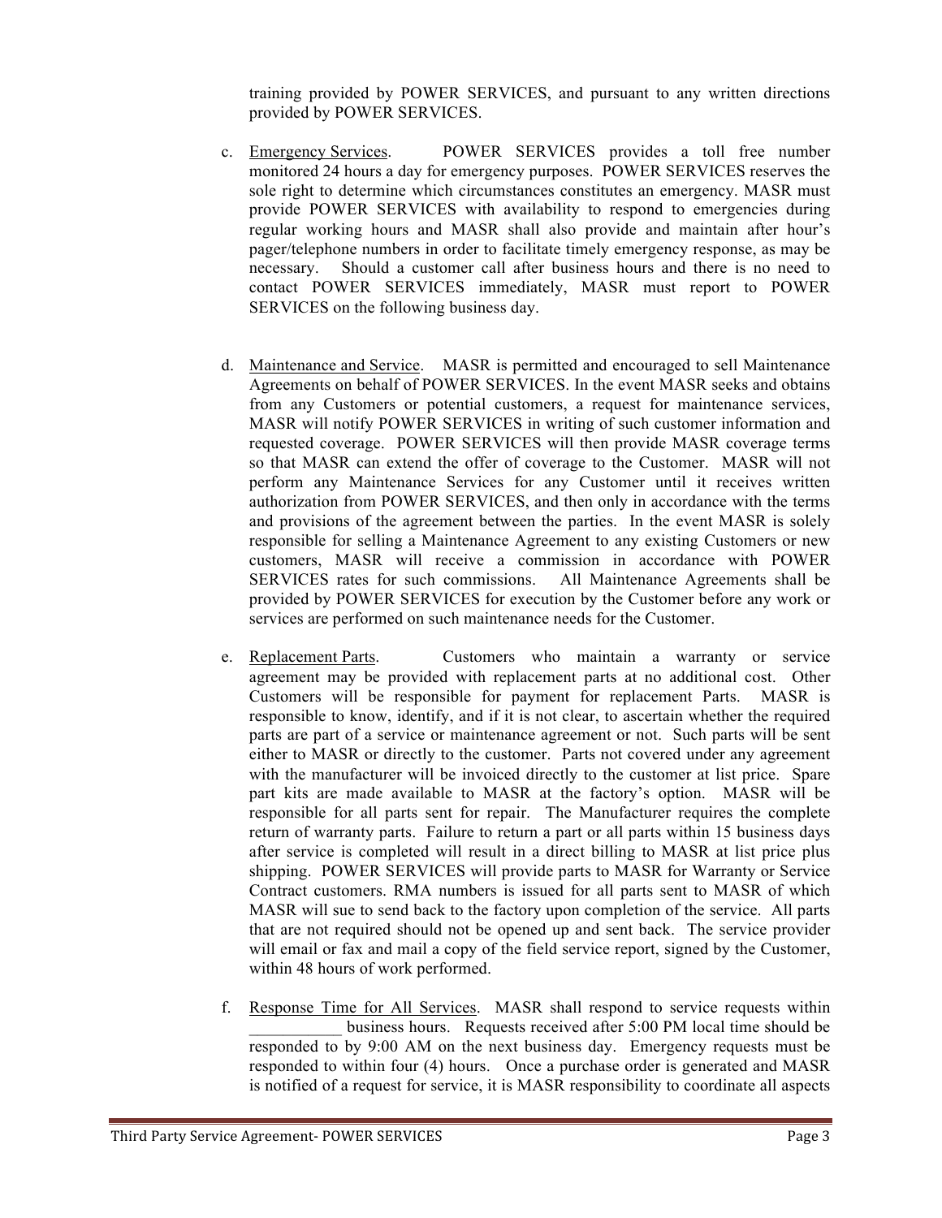training provided by POWER SERVICES, and pursuant to any written directions provided by POWER SERVICES.

c. Emergency Services. POWER SERVICES provides a toll free number monitored 24 hours a day for emergency purposes. POWER SERVICES reserves the sole right to determine which circumstances constitutes an emergency. MASR must provide POWER SERVICES with availability to respond to emergencies during regular working hours and MASR shall also provide and maintain after hour's pager/telephone numbers in order to facilitate timely emergency response, as may be necessary. Should a customer call after business hours and there is no need to contact POWER SERVICES immediately, MASR must report to POWER SERVICES on the following business day.

d. Maintenance and Service. MASR is permitted and encouraged to sell Maintenance Agreements on behalf of POWER SERVICES. In the event MASR seeks and obtains from any Customers or potential customers, a request for maintenance services, MASR will notify POWER SERVICES in writing of such customer information and requested coverage. POWER SERVICES will then provide MASR coverage terms so that MASR can extend the offer of coverage to the Customer. MASR will not perform any Maintenance Services for any Customer until it receives written authorization from POWER SERVICES, and then only in accordance with the terms and provisions of the agreement between the parties. In the event MASR is solely responsible for selling a Maintenance Agreement to any existing Customers or new customers, MASR will receive a commission in accordance with POWER SERVICES rates for such commissions. All Maintenance Agreements shall be provided by POWER SERVICES for execution by the Customer before any work or services are performed on such maintenance needs for the Customer.

e. Replacement Parts. Customers who maintain a warranty or service agreement may be provided with replacement parts at no additional cost. Other Customers will be responsible for payment for replacement Parts. MASR is responsible to know, identify, and if it is not clear, to ascertain whether the required parts are part of a service or maintenance agreement or not. Such parts will be sent either to MASR or directly to the customer. Parts not covered under any agreement with the manufacturer will be invoiced directly to the customer at list price. Spare part kits are made available to MASR at the factory's option. MASR will be responsible for all parts sent for repair. The Manufacturer requires the complete return of warranty parts. Failure to return a part or all parts within 15 business days after service is completed will result in a direct billing to MASR at list price plus shipping. POWER SERVICES will provide parts to MASR for Warranty or Service Contract customers. RMA numbers is issued for all parts sent to MASR of which MASR will sue to send back to the factory upon completion of the service. All parts that are not required should not be opened up and sent back. The service provider will email or fax and mail a copy of the field service report, signed by the Customer, within 48 hours of work performed.

f. Response Time for All Services. MASR shall respond to service requests within ___________ business hours. Requests received after 5:00 PM local time should be responded to by 9:00 AM on the next business day. Emergency requests must be responded to within four (4) hours. Once a purchase order is generated and MASR is notified of a request for service, it is MASR responsibility to coordinate all aspects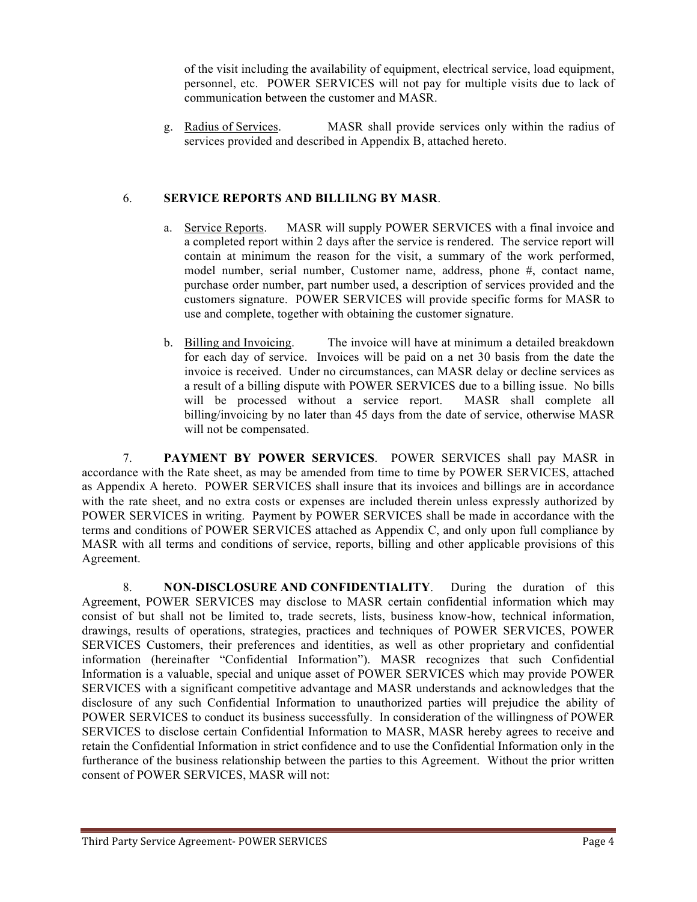of the visit including the availability of equipment, electrical service, load equipment, personnel, etc. POWER SERVICES will not pay for multiple visits due to lack of communication between the customer and MASR.

g. Radius of Services. MASR shall provide services only within the radius of services provided and described in Appendix B, attached hereto.

6. **SERVICE REPORTS AND BILLILNG BY MASR**.

a. Service Reports. MASR will supply POWER SERVICES with a final invoice and a completed report within 2 days after the service is rendered. The service report will contain at minimum the reason for the visit, a summary of the work performed, model number, serial number, Customer name, address, phone #, contact name, purchase order number, part number used, a description of services provided and the customers signature. POWER SERVICES will provide specific forms for MASR to use and complete, together with obtaining the customer signature.

b. Billing and Invoicing. The invoice will have at minimum a detailed breakdown for each day of service. Invoices will be paid on a net 30 basis from the date the invoice is received. Under no circumstances, can MASR delay or decline services as a result of a billing dispute with POWER SERVICES due to a billing issue. No bills will be processed without a service report. MASR shall complete all billing/invoicing by no later than 45 days from the date of service, otherwise MASR will not be compensated.

7. **PAYMENT BY POWER SERVICES**. POWER SERVICES shall pay MASR in accordance with the Rate sheet, as may be amended from time to time by POWER SERVICES, attached as Appendix A hereto. POWER SERVICES shall insure that its invoices and billings are in accordance with the rate sheet, and no extra costs or expenses are included therein unless expressly authorized by POWER SERVICES in writing. Payment by POWER SERVICES shall be made in accordance with the terms and conditions of POWER SERVICES attached as Appendix C, and only upon full compliance by MASR with all terms and conditions of service, reports, billing and other applicable provisions of this Agreement.

8. **NON-DISCLOSURE AND CONFIDENTIALITY**. During the duration of this Agreement, POWER SERVICES may disclose to MASR certain confidential information which may consist of but shall not be limited to, trade secrets, lists, business know-how, technical information, drawings, results of operations, strategies, practices and techniques of POWER SERVICES, POWER SERVICES Customers, their preferences and identities, as well as other proprietary and confidential information (hereinafter "Confidential Information"). MASR recognizes that such Confidential Information is a valuable, special and unique asset of POWER SERVICES which may provide POWER SERVICES with a significant competitive advantage and MASR understands and acknowledges that the disclosure of any such Confidential Information to unauthorized parties will prejudice the ability of POWER SERVICES to conduct its business successfully. In consideration of the willingness of POWER SERVICES to disclose certain Confidential Information to MASR, MASR hereby agrees to receive and retain the Confidential Information in strict confidence and to use the Confidential Information only in the furtherance of the business relationship between the parties to this Agreement. Without the prior written consent of POWER SERVICES, MASR will not: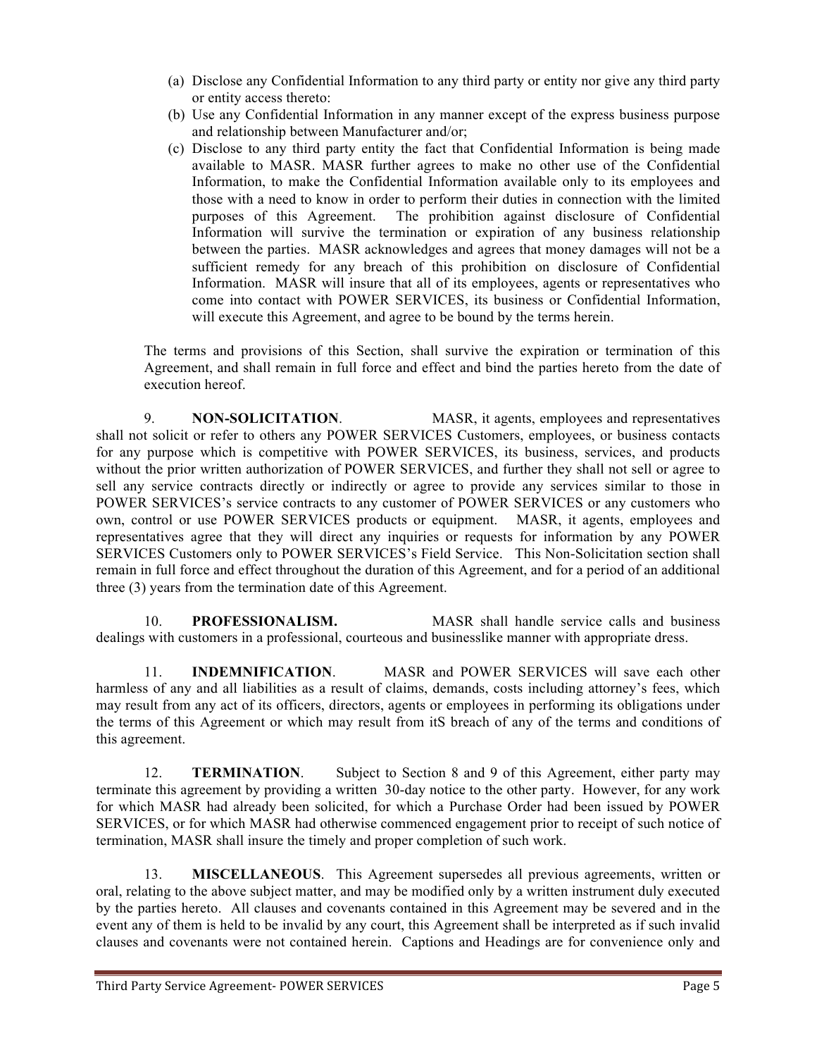(a) Disclose any Confidential Information to any third party or entity nor give any third party or entity access thereto:

(b) Use any Confidential Information in any manner except of the express business purpose and relationship between Manufacturer and/or;

(c) Disclose to any third party entity the fact that Confidential Information is being made available to MASR. MASR further agrees to make no other use of the Confidential Information, to make the Confidential Information available only to its employees and those with a need to know in order to perform their duties in connection with the limited purposes of this Agreement. The prohibition against disclosure of Confidential Information will survive the termination or expiration of any business relationship between the parties. MASR acknowledges and agrees that money damages will not be a sufficient remedy for any breach of this prohibition on disclosure of Confidential Information. MASR will insure that all of its employees, agents or representatives who come into contact with POWER SERVICES, its business or Confidential Information, will execute this Agreement, and agree to be bound by the terms herein.

The terms and provisions of this Section, shall survive the expiration or termination of this Agreement, and shall remain in full force and effect and bind the parties hereto from the date of execution hereof.

9. **NON-SOLICITATION**. MASR, it agents, employees and representatives shall not solicit or refer to others any POWER SERVICES Customers, employees, or business contacts for any purpose which is competitive with POWER SERVICES, its business, services, and products without the prior written authorization of POWER SERVICES, and further they shall not sell or agree to sell any service contracts directly or indirectly or agree to provide any services similar to those in POWER SERVICES's service contracts to any customer of POWER SERVICES or any customers who own, control or use POWER SERVICES products or equipment. MASR, it agents, employees and representatives agree that they will direct any inquiries or requests for information by any POWER SERVICES Customers only to POWER SERVICES's Field Service. This Non-Solicitation section shall remain in full force and effect throughout the duration of this Agreement, and for a period of an additional three (3) years from the termination date of this Agreement.

10. **PROFESSIONALISM.** MASR shall handle service calls and business dealings with customers in a professional, courteous and businesslike manner with appropriate dress.

11. **INDEMNIFICATION**. MASR and POWER SERVICES will save each other harmless of any and all liabilities as a result of claims, demands, costs including attorney's fees, which may result from any act of its officers, directors, agents or employees in performing its obligations under the terms of this Agreement or which may result from itS breach of any of the terms and conditions of this agreement.

12. **TERMINATION**. Subject to Section 8 and 9 of this Agreement, either party may terminate this agreement by providing a written 30-day notice to the other party. However, for any work for which MASR had already been solicited, for which a Purchase Order had been issued by POWER SERVICES, or for which MASR had otherwise commenced engagement prior to receipt of such notice of termination, MASR shall insure the timely and proper completion of such work.

13. **MISCELLANEOUS**. This Agreement supersedes all previous agreements, written or oral, relating to the above subject matter, and may be modified only by a written instrument duly executed by the parties hereto. All clauses and covenants contained in this Agreement may be severed and in the event any of them is held to be invalid by any court, this Agreement shall be interpreted as if such invalid clauses and covenants were not contained herein. Captions and Headings are for convenience only and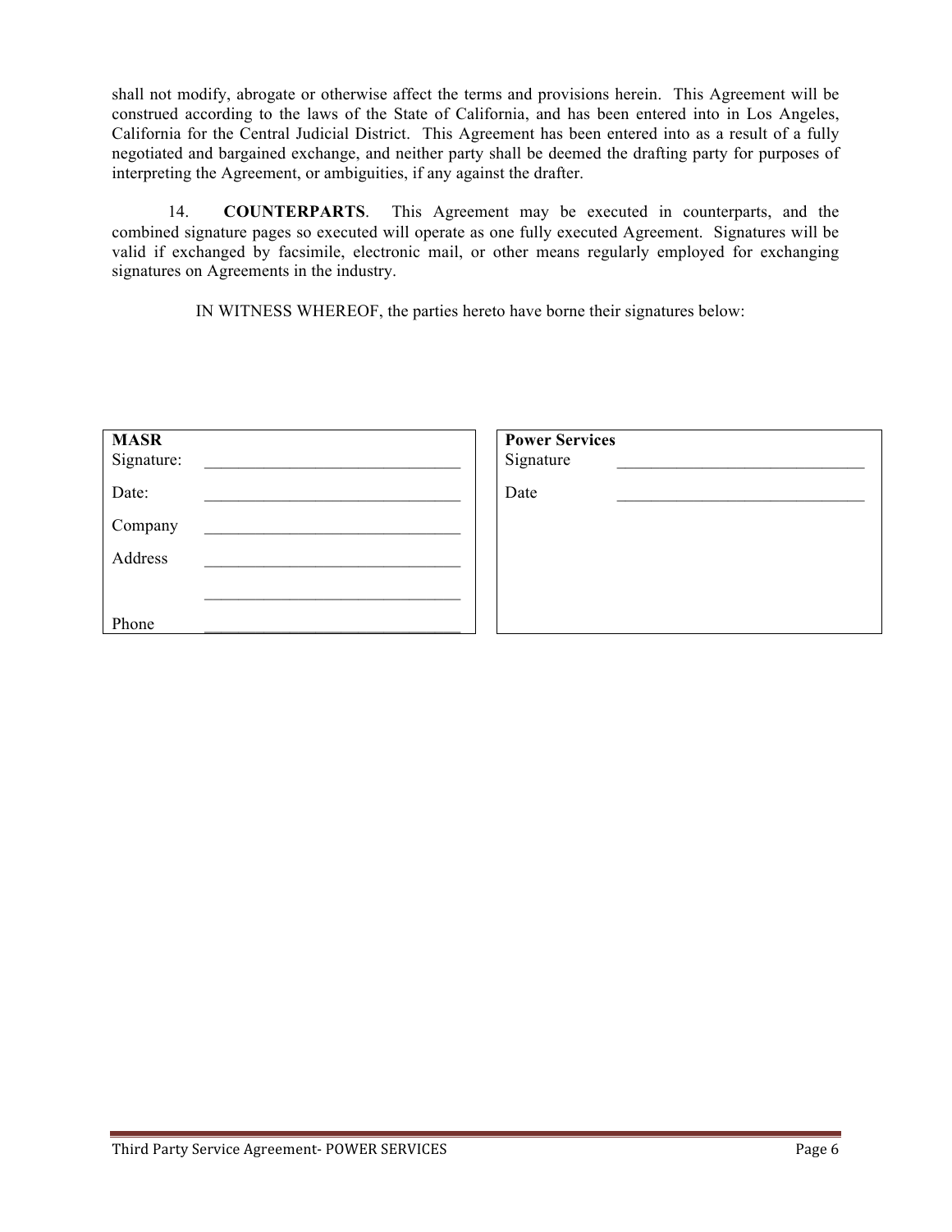shall not modify, abrogate or otherwise affect the terms and provisions herein. This Agreement will be construed according to the laws of the State of California, and has been entered into in Los Angeles, California for the Central Judicial District. This Agreement has been entered into as a result of a fully negotiated and bargained exchange, and neither party shall be deemed the drafting party for purposes of interpreting the Agreement, or ambiguities, if any against the drafter.

14. **COUNTERPARTS**. This Agreement may be executed in counterparts, and the combined signature pages so executed will operate as one fully executed Agreement. Signatures will be valid if exchanged by facsimile, electronic mail, or other means regularly employed for exchanging signatures on Agreements in the industry.

IN WITNESS WHEREOF, the parties hereto have borne their signatures below:

| **MASR** | | **Power Services** | |
|---|---|---|---|
| Signature: | ______________________________ | Signature | ______________________________ |
| Date: | ______________________________ | Date | ______________________________ |
| Company | ______________________________ | | |
| Address | ______________________________ | | |
| | ______________________________ | | |
| Phone | ______________________________ | | |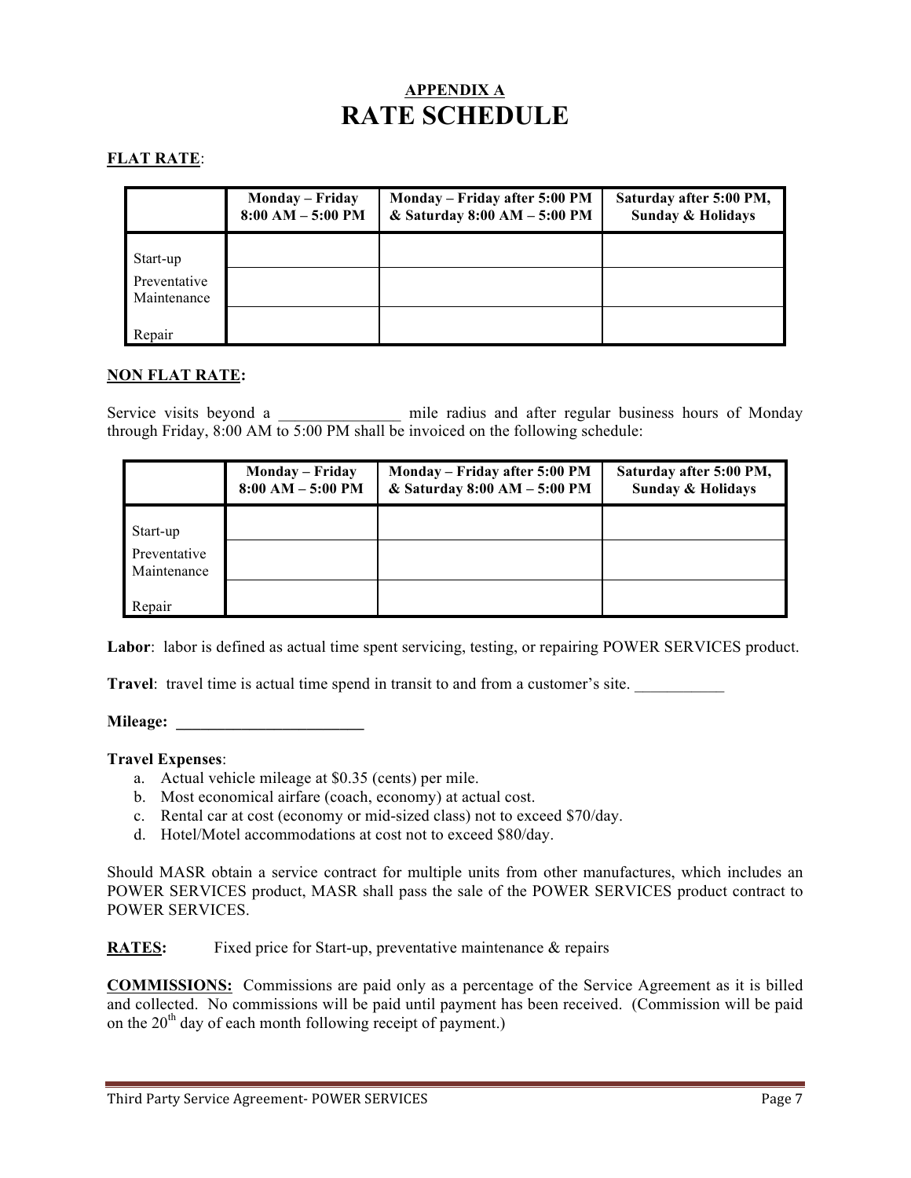## APPENDIX A
# RATE SCHEDULE

**FLAT RATE**:

| | Monday – Friday 8:00 AM – 5:00 PM | Monday – Friday after 5:00 PM & Saturday 8:00 AM – 5:00 PM | Saturday after 5:00 PM, Sunday & Holidays |
|---|---|---|---|
| Start-up | | | |
| Preventative Maintenance | | | |
| Repair | | | |

**NON FLAT RATE:**

Service visits beyond a _______________ mile radius and after regular business hours of Monday through Friday, 8:00 AM to 5:00 PM shall be invoiced on the following schedule:

| | Monday – Friday 8:00 AM – 5:00 PM | Monday – Friday after 5:00 PM & Saturday 8:00 AM – 5:00 PM | Saturday after 5:00 PM, Sunday & Holidays |
|---|---|---|---|
| Start-up | | | |
| Preventative Maintenance | | | |
| Repair | | | |

**Labor**: labor is defined as actual time spent servicing, testing, or repairing POWER SERVICES product.

**Travel**: travel time is actual time spend in transit to and from a customer's site. ___________

**Mileage: ________________________**

**Travel Expenses**:

a. Actual vehicle mileage at $0.35 (cents) per mile.
b. Most economical airfare (coach, economy) at actual cost.
c. Rental car at cost (economy or mid-sized class) not to exceed $70/day.
d. Hotel/Motel accommodations at cost not to exceed $80/day.

Should MASR obtain a service contract for multiple units from other manufactures, which includes an POWER SERVICES product, MASR shall pass the sale of the POWER SERVICES product contract to POWER SERVICES.

**RATES:** Fixed price for Start-up, preventative maintenance & repairs

**COMMISSIONS:** Commissions are paid only as a percentage of the Service Agreement as it is billed and collected. No commissions will be paid until payment has been received. (Commission will be paid on the 20th day of each month following receipt of payment.)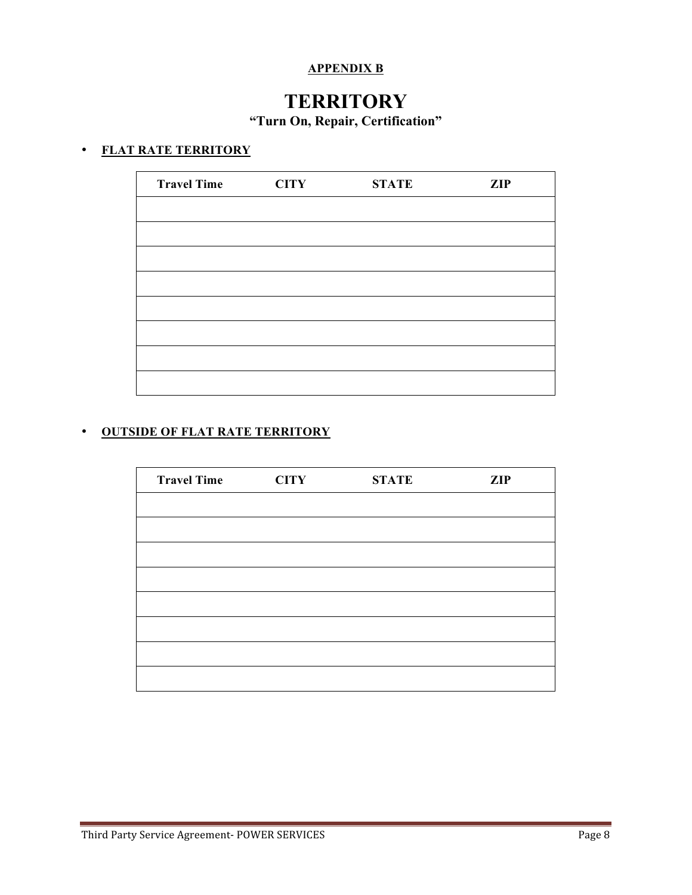**APPENDIX B**

# TERRITORY

## "Turn On, Repair, Certification"

- **FLAT RATE TERRITORY**

| Travel Time | CITY | STATE | ZIP |
|---|---|---|---|
| | | | |
| | | | |
| | | | |
| | | | |
| | | | |
| | | | |
| | | | |
| | | | |

- **OUTSIDE OF FLAT RATE TERRITORY**

| Travel Time | CITY | STATE | ZIP |
|---|---|---|---|
| | | | |
| | | | |
| | | | |
| | | | |
| | | | |
| | | | |
| | | | |
| | | | |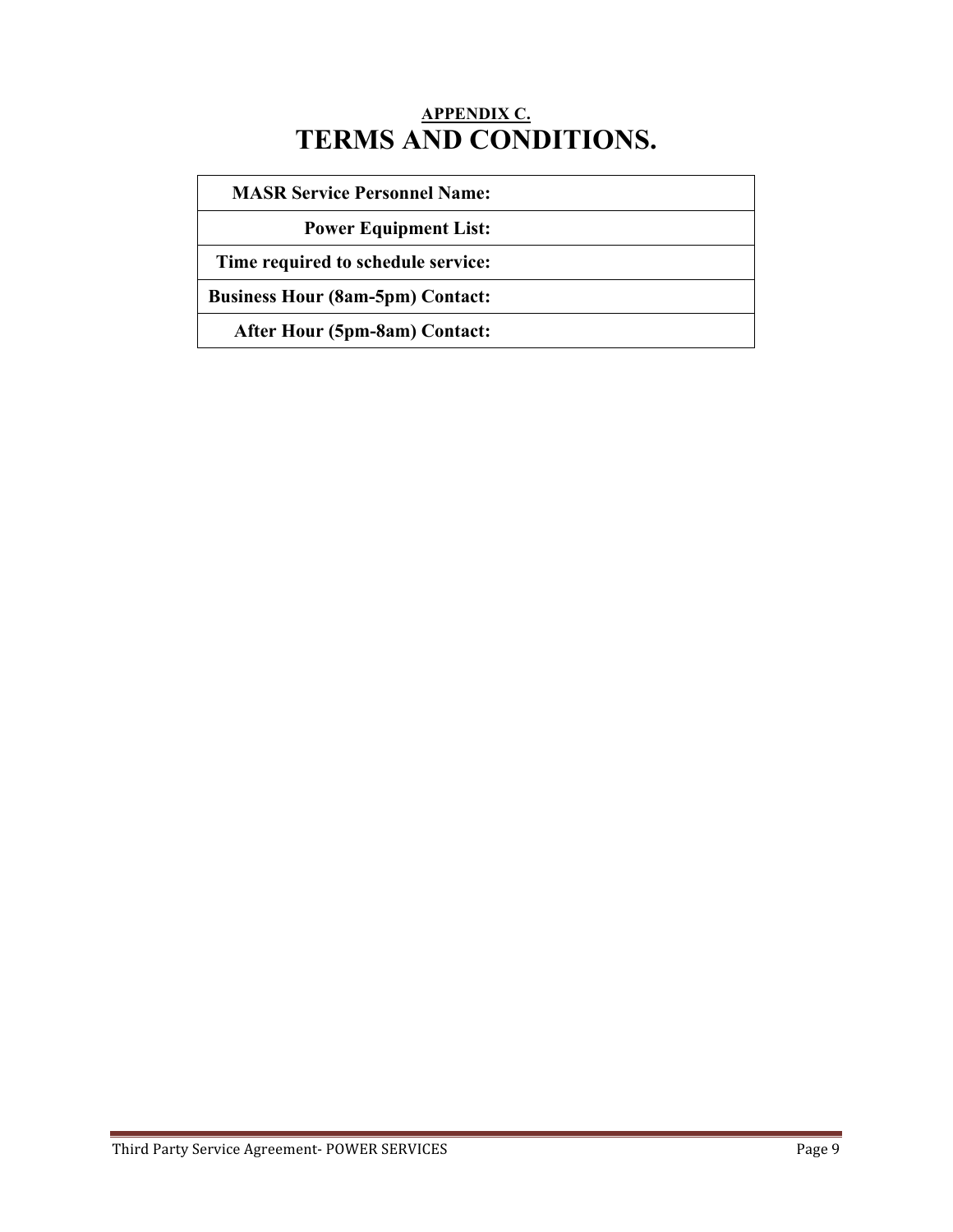**APPENDIX C.**

# TERMS AND CONDITIONS.

| | |
|---|---|
| **MASR Service Personnel Name:** | |
| **Power Equipment List:** | |
| **Time required to schedule service:** | |
| **Business Hour (8am-5pm) Contact:** | |
| **After Hour (5pm-8am) Contact:** | |